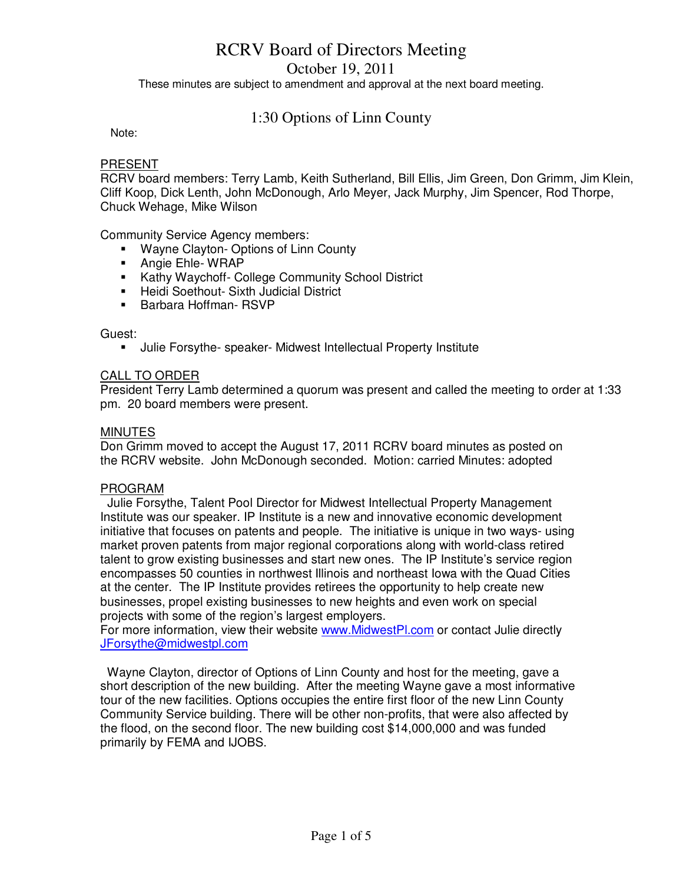# RCRV Board of Directors Meeting

## October 19, 2011

These minutes are subject to amendment and approval at the next board meeting.

## 1:30 Options of Linn County

Note:

PRESENT

RCRV board members: Terry Lamb, Keith Sutherland, Bill Ellis, Jim Green, Don Grimm, Jim Klein, Cliff Koop, Dick Lenth, John McDonough, Arlo Meyer, Jack Murphy, Jim Spencer, Rod Thorpe, Chuck Wehage, Mike Wilson

Community Service Agency members:

- Wayne Clayton- Options of Linn County
- Angie Ehle- WRAP
- Kathy Waychoff- College Community School District
- Heidi Soethout- Sixth Judicial District
- Barbara Hoffman- RSVP

Guest:

- Julie Forsythe- speaker- Midwest Intellectual Property Institute

CALL TO ORDER

President Terry Lamb determined a quorum was present and called the meeting to order at 1:33 pm. 20 board members were present.

MINUTES

Don Grimm moved to accept the August 17, 2011 RCRV board minutes as posted on the RCRV website. John McDonough seconded. Motion: carried Minutes: adopted

PROGRAM

Julie Forsythe, Talent Pool Director for Midwest Intellectual Property Management Institute was our speaker. IP Institute is a new and innovative economic development initiative that focuses on patents and people. The initiative is unique in two ways- using market proven patents from major regional corporations along with world-class retired talent to grow existing businesses and start new ones. The IP Institute's service region encompasses 50 counties in northwest Illinois and northeast Iowa with the Quad Cities at the center. The IP Institute provides retirees the opportunity to help create new businesses, propel existing businesses to new heights and even work on special projects with some of the region's largest employers.

For more information, view their website www.MidwestPI.com or contact Julie directly JForsythe@midwestpl.com

Wayne Clayton, director of Options of Linn County and host for the meeting, gave a short description of the new building. After the meeting Wayne gave a most informative tour of the new facilities. Options occupies the entire first floor of the new Linn County Community Service building. There will be other non-profits, that were also affected by the flood, on the second floor. The new building cost $14,000,000 and was funded primarily by FEMA and IJOBS.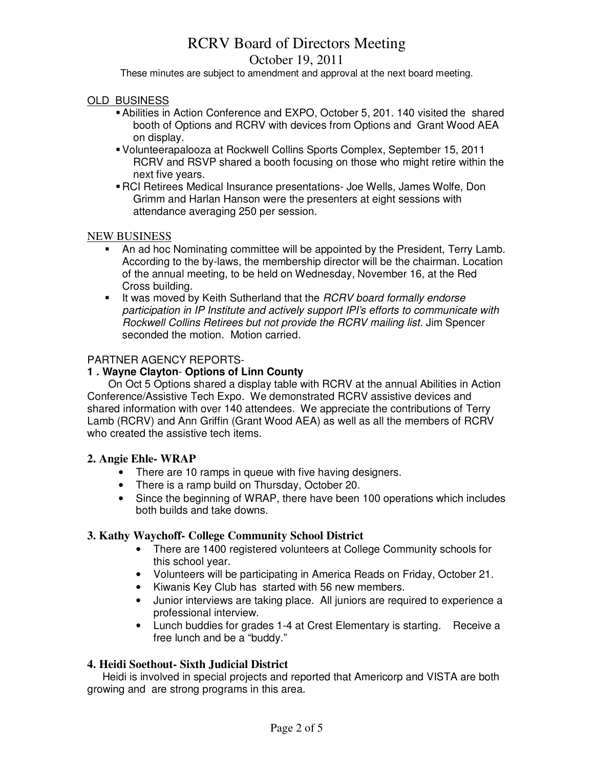# RCRV Board of Directors Meeting

## October 19, 2011

These minutes are subject to amendment and approval at the next board meeting.

### OLD BUSINESS

- Abilities in Action Conference and EXPO, October 5, 201. 140 visited the shared booth of Options and RCRV with devices from Options and Grant Wood AEA on display.
- Volunteerapalooza at Rockwell Collins Sports Complex, September 15, 2011 RCRV and RSVP shared a booth focusing on those who might retire within the next five years.
- RCI Retirees Medical Insurance presentations- Joe Wells, James Wolfe, Don Grimm and Harlan Hanson were the presenters at eight sessions with attendance averaging 250 per session.

### NEW BUSINESS

- An ad hoc Nominating committee will be appointed by the President, Terry Lamb. According to the by-laws, the membership director will be the chairman. Location of the annual meeting, to be held on Wednesday, November 16, at the Red Cross building.
- It was moved by Keith Sutherland that the *RCRV board formally endorse participation in IP Institute and actively support IPI's efforts to communicate with Rockwell Collins Retirees but not provide the RCRV mailing list.* Jim Spencer seconded the motion. Motion carried.

### PARTNER AGENCY REPORTS-

**1 . Wayne Clayton- Options of Linn County**

On Oct 5 Options shared a display table with RCRV at the annual Abilities in Action Conference/Assistive Tech Expo. We demonstrated RCRV assistive devices and shared information with over 140 attendees. We appreciate the contributions of Terry Lamb (RCRV) and Ann Griffin (Grant Wood AEA) as well as all the members of RCRV who created the assistive tech items.

**2. Angie Ehle- WRAP**

- There are 10 ramps in queue with five having designers.
- There is a ramp build on Thursday, October 20.
- Since the beginning of WRAP, there have been 100 operations which includes both builds and take downs.

**3. Kathy Waychoff- College Community School District**

- There are 1400 registered volunteers at College Community schools for this school year.
- Volunteers will be participating in America Reads on Friday, October 21.
- Kiwanis Key Club has started with 56 new members.
- Junior interviews are taking place. All juniors are required to experience a professional interview.
- Lunch buddies for grades 1-4 at Crest Elementary is starting. Receive a free lunch and be a "buddy."

**4. Heidi Soethout- Sixth Judicial District**

Heidi is involved in special projects and reported that Americorp and VISTA are both growing and are strong programs in this area.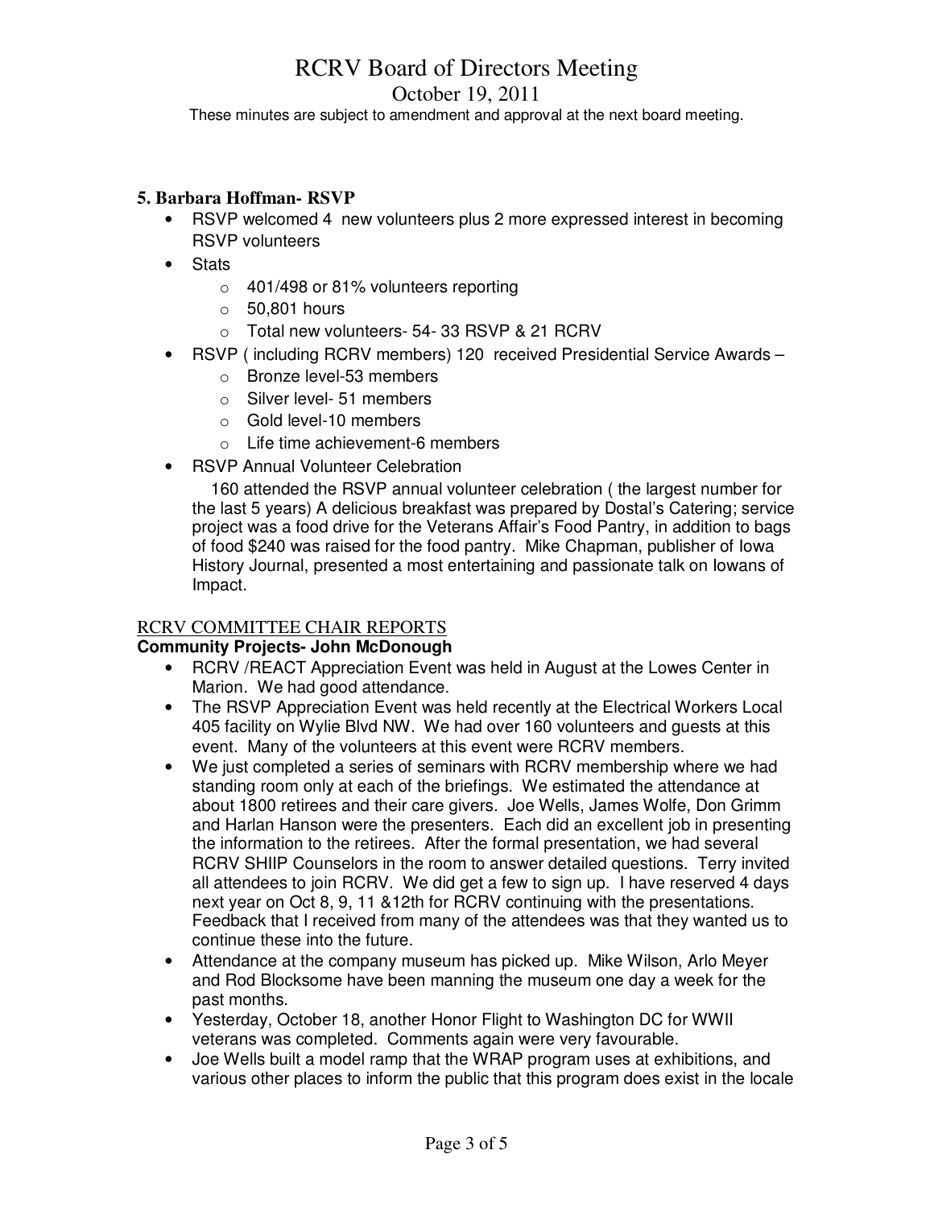# RCRV Board of Directors Meeting

October 19, 2011

These minutes are subject to amendment and approval at the next board meeting.

### 5. Barbara Hoffman- RSVP

- RSVP welcomed 4 new volunteers plus 2 more expressed interest in becoming RSVP volunteers
- Stats
  - 401/498 or 81% volunteers reporting
  - 50,801 hours
  - Total new volunteers- 54- 33 RSVP & 21 RCRV
- RSVP ( including RCRV members) 120 received Presidential Service Awards –
  - Bronze level-53 members
  - Silver level- 51 members
  - Gold level-10 members
  - Life time achievement-6 members
- RSVP Annual Volunteer Celebration

  160 attended the RSVP annual volunteer celebration ( the largest number for the last 5 years) A delicious breakfast was prepared by Dostal's Catering; service project was a food drive for the Veterans Affair's Food Pantry, in addition to bags of food $240 was raised for the food pantry. Mike Chapman, publisher of Iowa History Journal, presented a most entertaining and passionate talk on Iowans of Impact.

## RCRV COMMITTEE CHAIR REPORTS

**Community Projects- John McDonough**

- RCRV /REACT Appreciation Event was held in August at the Lowes Center in Marion. We had good attendance.
- The RSVP Appreciation Event was held recently at the Electrical Workers Local 405 facility on Wylie Blvd NW. We had over 160 volunteers and guests at this event. Many of the volunteers at this event were RCRV members.
- We just completed a series of seminars with RCRV membership where we had standing room only at each of the briefings. We estimated the attendance at about 1800 retirees and their care givers. Joe Wells, James Wolfe, Don Grimm and Harlan Hanson were the presenters. Each did an excellent job in presenting the information to the retirees. After the formal presentation, we had several RCRV SHIIP Counselors in the room to answer detailed questions. Terry invited all attendees to join RCRV. We did get a few to sign up. I have reserved 4 days next year on Oct 8, 9, 11 &12th for RCRV continuing with the presentations. Feedback that I received from many of the attendees was that they wanted us to continue these into the future.
- Attendance at the company museum has picked up. Mike Wilson, Arlo Meyer and Rod Blocksome have been manning the museum one day a week for the past months.
- Yesterday, October 18, another Honor Flight to Washington DC for WWII veterans was completed. Comments again were very favourable.
- Joe Wells built a model ramp that the WRAP program uses at exhibitions, and various other places to inform the public that this program does exist in the locale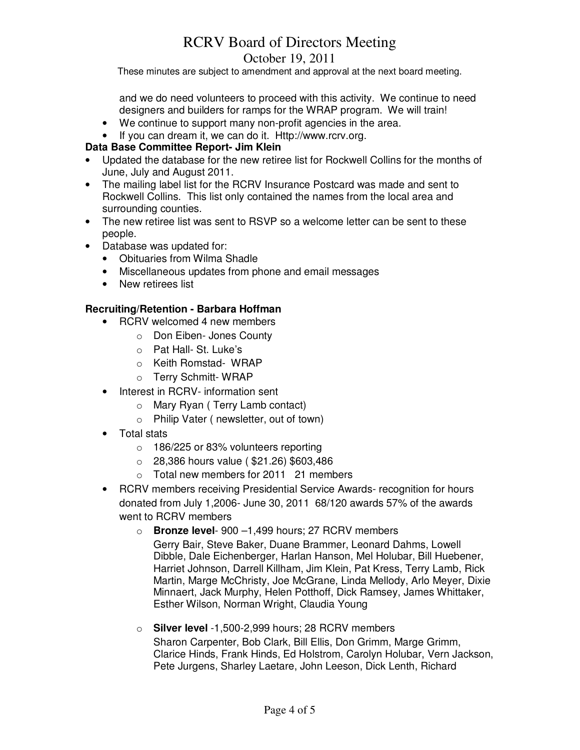and we do need volunteers to proceed with this activity. We continue to need designers and builders for ramps for the WRAP program. We will train!

- We continue to support many non-profit agencies in the area.
- If you can dream it, we can do it. Http://www.rcrv.org.

**Data Base Committee Report- Jim Klein**

- Updated the database for the new retiree list for Rockwell Collins for the months of June, July and August 2011.
- The mailing label list for the RCRV Insurance Postcard was made and sent to Rockwell Collins. This list only contained the names from the local area and surrounding counties.
- The new retiree list was sent to RSVP so a welcome letter can be sent to these people.
- Database was updated for:
  - Obituaries from Wilma Shadle
  - Miscellaneous updates from phone and email messages
  - New retirees list

**Recruiting/Retention - Barbara Hoffman**

- RCRV welcomed 4 new members
  - Don Eiben- Jones County
  - Pat Hall- St. Luke's
  - Keith Romstad- WRAP
  - Terry Schmitt- WRAP
- Interest in RCRV- information sent
  - Mary Ryan ( Terry Lamb contact)
  - Philip Vater ( newsletter, out of town)
- Total stats
  - 186/225 or 83% volunteers reporting
  - 28,386 hours value ( $21.26) $603,486
  - Total new members for 2011 21 members
- RCRV members receiving Presidential Service Awards- recognition for hours donated from July 1,2006- June 30, 2011 68/120 awards 57% of the awards went to RCRV members
  - **Bronze level**- 900 –1,499 hours; 27 RCRV members
    Gerry Bair, Steve Baker, Duane Brammer, Leonard Dahms, Lowell Dibble, Dale Eichenberger, Harlan Hanson, Mel Holubar, Bill Huebener, Harriet Johnson, Darrell Killham, Jim Klein, Pat Kress, Terry Lamb, Rick Martin, Marge McChristy, Joe McGrane, Linda Mellody, Arlo Meyer, Dixie Minnaert, Jack Murphy, Helen Potthoff, Dick Ramsey, James Whittaker, Esther Wilson, Norman Wright, Claudia Young
  - **Silver level** -1,500-2,999 hours; 28 RCRV members
    Sharon Carpenter, Bob Clark, Bill Ellis, Don Grimm, Marge Grimm, Clarice Hinds, Frank Hinds, Ed Holstrom, Carolyn Holubar, Vern Jackson, Pete Jurgens, Sharley Laetare, John Leeson, Dick Lenth, Richard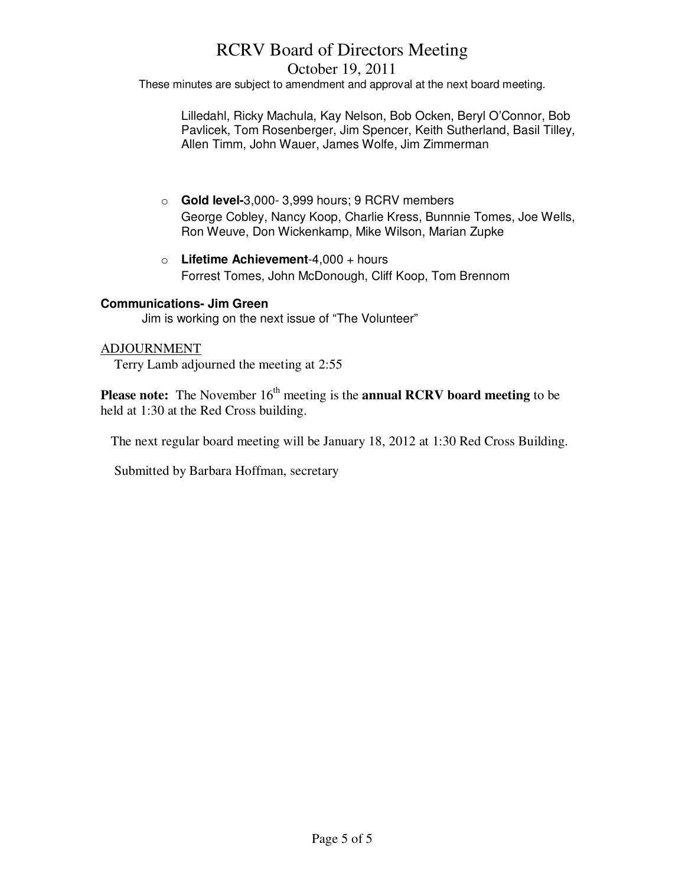Lilledahl, Ricky Machula, Kay Nelson, Bob Ocken, Beryl O'Connor, Bob Pavlicek, Tom Rosenberger, Jim Spencer, Keith Sutherland, Basil Tilley, Allen Timm, John Wauer, James Wolfe, Jim Zimmerman

- **Gold level-**3,000- 3,999 hours; 9 RCRV members
  George Cobley, Nancy Koop, Charlie Kress, Bunnnie Tomes, Joe Wells, Ron Weuve, Don Wickenkamp, Mike Wilson, Marian Zupke
- **Lifetime Achievement**-4,000 + hours
  Forrest Tomes, John McDonough, Cliff Koop, Tom Brennom

**Communications- Jim Green**

Jim is working on the next issue of "The Volunteer"

ADJOURNMENT

Terry Lamb adjourned the meeting at 2:55

**Please note:** The November 16th meeting is the **annual RCRV board meeting** to be held at 1:30 at the Red Cross building.

The next regular board meeting will be January 18, 2012 at 1:30 Red Cross Building.

Submitted by Barbara Hoffman, secretary